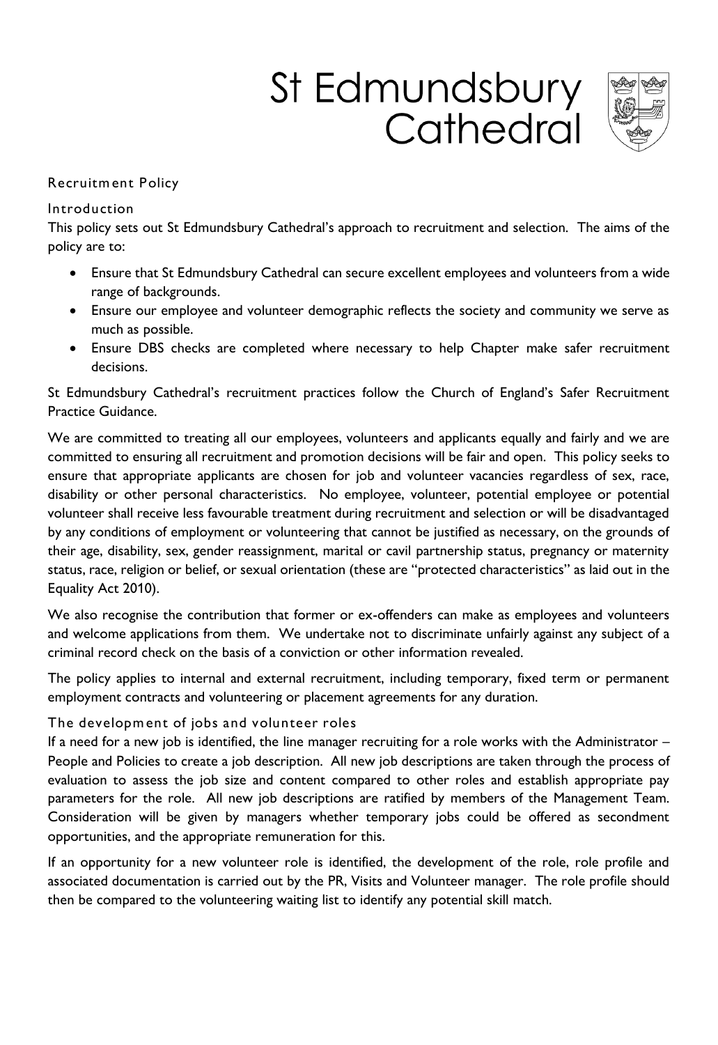# St Edmundsbury Cathedral

## Recruitment Policy

### Introduction

This policy sets out St Edmundsbury Cathedral's approach to recruitment and selection. The aims of the policy are to:

- Ensure that St Edmundsbury Cathedral can secure excellent employees and volunteers from a wide range of backgrounds.
- Ensure our employee and volunteer demographic reflects the society and community we serve as much as possible.
- Ensure DBS checks are completed where necessary to help Chapter make safer recruitment decisions.

St Edmundsbury Cathedral's recruitment practices follow the Church of England's Safer Recruitment Practice Guidance.

We are committed to treating all our employees, volunteers and applicants equally and fairly and we are committed to ensuring all recruitment and promotion decisions will be fair and open. This policy seeks to ensure that appropriate applicants are chosen for job and volunteer vacancies regardless of sex, race, disability or other personal characteristics. No employee, volunteer, potential employee or potential volunteer shall receive less favourable treatment during recruitment and selection or will be disadvantaged by any conditions of employment or volunteering that cannot be justified as necessary, on the grounds of their age, disability, sex, gender reassignment, marital or cavil partnership status, pregnancy or maternity status, race, religion or belief, or sexual orientation (these are "protected characteristics" as laid out in the Equality Act 2010).

We also recognise the contribution that former or ex-offenders can make as employees and volunteers and welcome applications from them. We undertake not to discriminate unfairly against any subject of a criminal record check on the basis of a conviction or other information revealed.

The policy applies to internal and external recruitment, including temporary, fixed term or permanent employment contracts and volunteering or placement agreements for any duration.

### The development of jobs and volunteer roles

If a need for a new job is identified, the line manager recruiting for a role works with the Administrator – People and Policies to create a job description. All new job descriptions are taken through the process of evaluation to assess the job size and content compared to other roles and establish appropriate pay parameters for the role. All new job descriptions are ratified by members of the Management Team. Consideration will be given by managers whether temporary jobs could be offered as secondment opportunities, and the appropriate remuneration for this.

If an opportunity for a new volunteer role is identified, the development of the role, role profile and associated documentation is carried out by the PR, Visits and Volunteer manager. The role profile should then be compared to the volunteering waiting list to identify any potential skill match.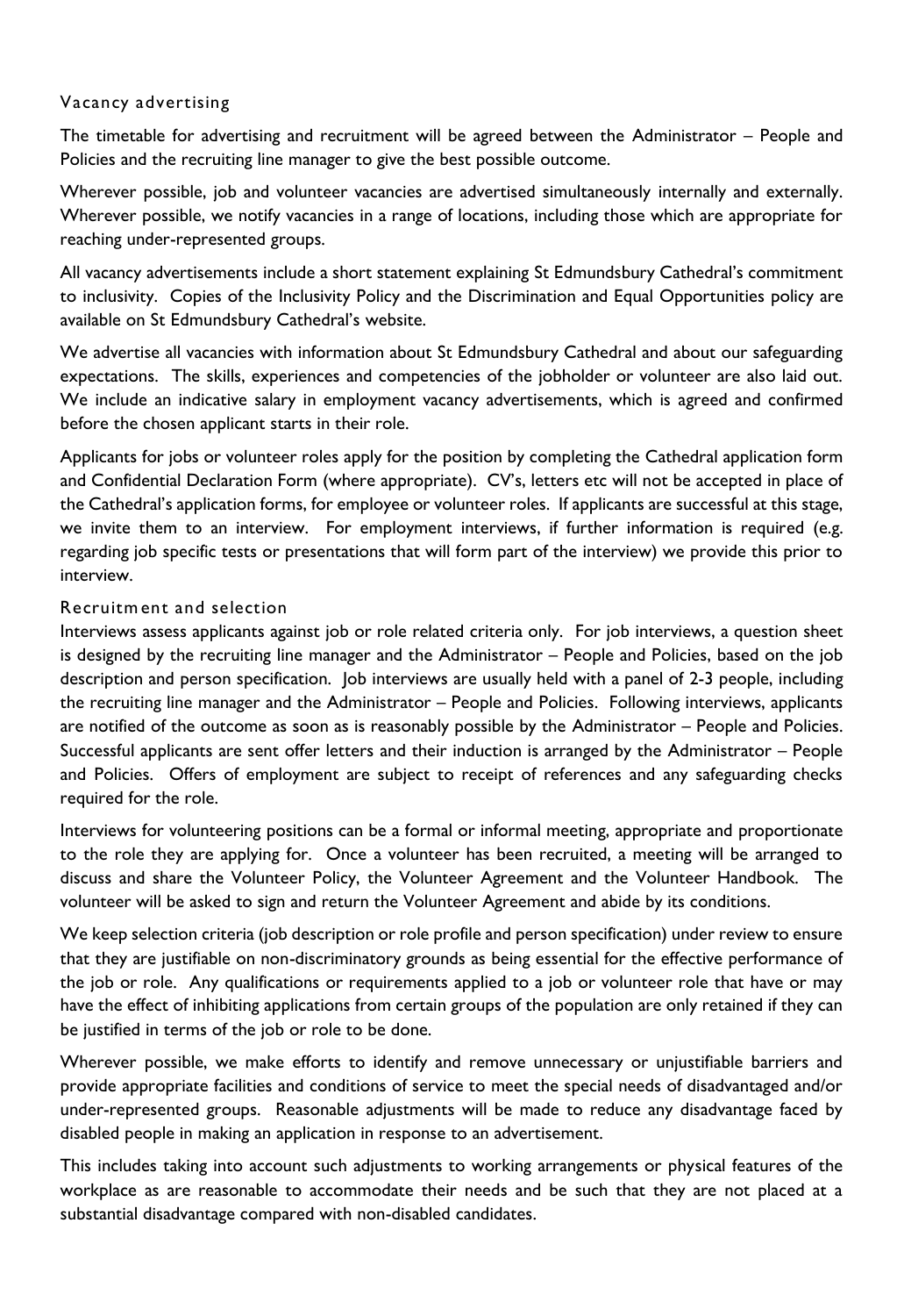### Vacancy advertising

The timetable for advertising and recruitment will be agreed between the Administrator – People and Policies and the recruiting line manager to give the best possible outcome.

Wherever possible, job and volunteer vacancies are advertised simultaneously internally and externally. Wherever possible, we notify vacancies in a range of locations, including those which are appropriate for reaching under-represented groups.

All vacancy advertisements include a short statement explaining St Edmundsbury Cathedral's commitment to inclusivity. Copies of the Inclusivity Policy and the Discrimination and Equal Opportunities policy are available on St Edmundsbury Cathedral's website.

We advertise all vacancies with information about St Edmundsbury Cathedral and about our safeguarding expectations. The skills, experiences and competencies of the jobholder or volunteer are also laid out. We include an indicative salary in employment vacancy advertisements, which is agreed and confirmed before the chosen applicant starts in their role.

Applicants for jobs or volunteer roles apply for the position by completing the Cathedral application form and Confidential Declaration Form (where appropriate). CV's, letters etc will not be accepted in place of the Cathedral's application forms, for employee or volunteer roles. If applicants are successful at this stage, we invite them to an interview. For employment interviews, if further information is required (e.g. regarding job specific tests or presentations that will form part of the interview) we provide this prior to interview.

### Recruitment and selection

Interviews assess applicants against job or role related criteria only. For job interviews, a question sheet is designed by the recruiting line manager and the Administrator – People and Policies, based on the job description and person specification. Job interviews are usually held with a panel of 2-3 people, including the recruiting line manager and the Administrator – People and Policies. Following interviews, applicants are notified of the outcome as soon as is reasonably possible by the Administrator – People and Policies. Successful applicants are sent offer letters and their induction is arranged by the Administrator – People and Policies. Offers of employment are subject to receipt of references and any safeguarding checks required for the role.

Interviews for volunteering positions can be a formal or informal meeting, appropriate and proportionate to the role they are applying for. Once a volunteer has been recruited, a meeting will be arranged to discuss and share the Volunteer Policy, the Volunteer Agreement and the Volunteer Handbook. The volunteer will be asked to sign and return the Volunteer Agreement and abide by its conditions.

We keep selection criteria (job description or role profile and person specification) under review to ensure that they are justifiable on non-discriminatory grounds as being essential for the effective performance of the job or role. Any qualifications or requirements applied to a job or volunteer role that have or may have the effect of inhibiting applications from certain groups of the population are only retained if they can be justified in terms of the job or role to be done.

Wherever possible, we make efforts to identify and remove unnecessary or unjustifiable barriers and provide appropriate facilities and conditions of service to meet the special needs of disadvantaged and/or under-represented groups. Reasonable adjustments will be made to reduce any disadvantage faced by disabled people in making an application in response to an advertisement.

This includes taking into account such adjustments to working arrangements or physical features of the workplace as are reasonable to accommodate their needs and be such that they are not placed at a substantial disadvantage compared with non-disabled candidates.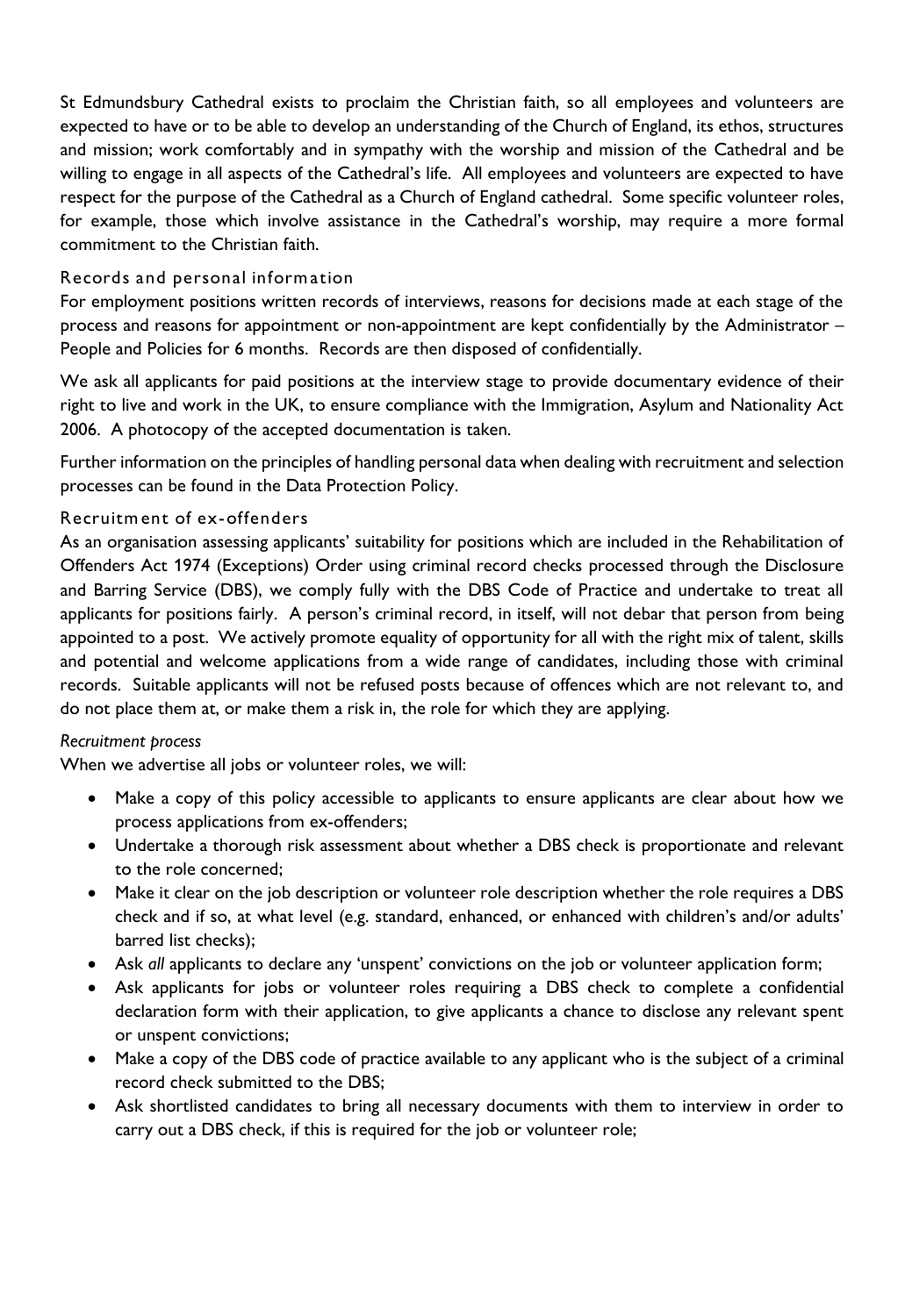St Edmundsbury Cathedral exists to proclaim the Christian faith, so all employees and volunteers are expected to have or to be able to develop an understanding of the Church of England, its ethos, structures and mission; work comfortably and in sympathy with the worship and mission of the Cathedral and be willing to engage in all aspects of the Cathedral's life. All employees and volunteers are expected to have respect for the purpose of the Cathedral as a Church of England cathedral. Some specific volunteer roles, for example, those which involve assistance in the Cathedral's worship, may require a more formal commitment to the Christian faith.

### Records and personal information

For employment positions written records of interviews, reasons for decisions made at each stage of the process and reasons for appointment or non-appointment are kept confidentially by the Administrator – People and Policies for 6 months. Records are then disposed of confidentially.

We ask all applicants for paid positions at the interview stage to provide documentary evidence of their right to live and work in the UK, to ensure compliance with the Immigration, Asylum and Nationality Act 2006. A photocopy of the accepted documentation is taken.

Further information on the principles of handling personal data when dealing with recruitment and selection processes can be found in the Data Protection Policy.

### Recruitment of ex-offenders

As an organisation assessing applicants' suitability for positions which are included in the Rehabilitation of Offenders Act 1974 (Exceptions) Order using criminal record checks processed through the Disclosure and Barring Service (DBS), we comply fully with the DBS Code of Practice and undertake to treat all applicants for positions fairly. A person's criminal record, in itself, will not debar that person from being appointed to a post. We actively promote equality of opportunity for all with the right mix of talent, skills and potential and welcome applications from a wide range of candidates, including those with criminal records. Suitable applicants will not be refused posts because of offences which are not relevant to, and do not place them at, or make them a risk in, the role for which they are applying.

*Recruitment process*

When we advertise all jobs or volunteer roles, we will:

- Make a copy of this policy accessible to applicants to ensure applicants are clear about how we process applications from ex-offenders;
- Undertake a thorough risk assessment about whether a DBS check is proportionate and relevant to the role concerned;
- Make it clear on the job description or volunteer role description whether the role requires a DBS check and if so, at what level (e.g. standard, enhanced, or enhanced with children's and/or adults' barred list checks);
- Ask *all* applicants to declare any 'unspent' convictions on the job or volunteer application form;
- Ask applicants for jobs or volunteer roles requiring a DBS check to complete a confidential declaration form with their application, to give applicants a chance to disclose any relevant spent or unspent convictions;
- Make a copy of the DBS code of practice available to any applicant who is the subject of a criminal record check submitted to the DBS;
- Ask shortlisted candidates to bring all necessary documents with them to interview in order to carry out a DBS check, if this is required for the job or volunteer role;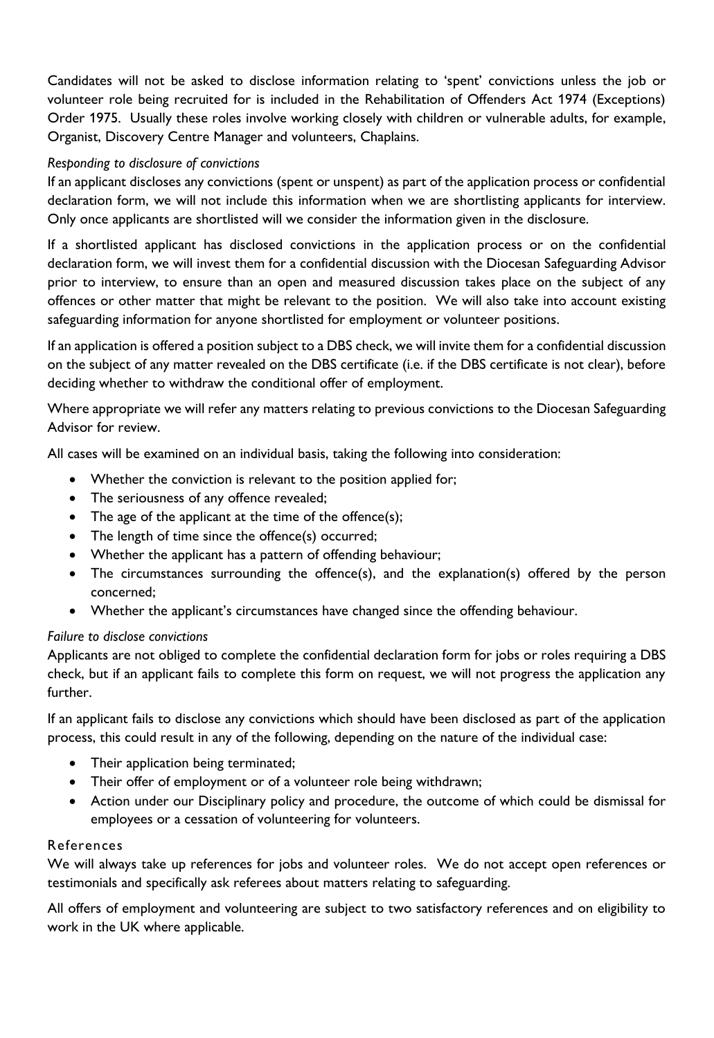Candidates will not be asked to disclose information relating to 'spent' convictions unless the job or volunteer role being recruited for is included in the Rehabilitation of Offenders Act 1974 (Exceptions) Order 1975. Usually these roles involve working closely with children or vulnerable adults, for example, Organist, Discovery Centre Manager and volunteers, Chaplains.

*Responding to disclosure of convictions*

If an applicant discloses any convictions (spent or unspent) as part of the application process or confidential declaration form, we will not include this information when we are shortlisting applicants for interview. Only once applicants are shortlisted will we consider the information given in the disclosure.

If a shortlisted applicant has disclosed convictions in the application process or on the confidential declaration form, we will invest them for a confidential discussion with the Diocesan Safeguarding Advisor prior to interview, to ensure than an open and measured discussion takes place on the subject of any offences or other matter that might be relevant to the position. We will also take into account existing safeguarding information for anyone shortlisted for employment or volunteer positions.

If an application is offered a position subject to a DBS check, we will invite them for a confidential discussion on the subject of any matter revealed on the DBS certificate (i.e. if the DBS certificate is not clear), before deciding whether to withdraw the conditional offer of employment.

Where appropriate we will refer any matters relating to previous convictions to the Diocesan Safeguarding Advisor for review.

All cases will be examined on an individual basis, taking the following into consideration:

- Whether the conviction is relevant to the position applied for;
- The seriousness of any offence revealed;
- The age of the applicant at the time of the offence(s);
- The length of time since the offence(s) occurred;
- Whether the applicant has a pattern of offending behaviour;
- The circumstances surrounding the offence(s), and the explanation(s) offered by the person concerned;
- Whether the applicant's circumstances have changed since the offending behaviour.

*Failure to disclose convictions*

Applicants are not obliged to complete the confidential declaration form for jobs or roles requiring a DBS check, but if an applicant fails to complete this form on request, we will not progress the application any further.

If an applicant fails to disclose any convictions which should have been disclosed as part of the application process, this could result in any of the following, depending on the nature of the individual case:

- Their application being terminated;
- Their offer of employment or of a volunteer role being withdrawn;
- Action under our Disciplinary policy and procedure, the outcome of which could be dismissal for employees or a cessation of volunteering for volunteers.

## References

We will always take up references for jobs and volunteer roles. We do not accept open references or testimonials and specifically ask referees about matters relating to safeguarding.

All offers of employment and volunteering are subject to two satisfactory references and on eligibility to work in the UK where applicable.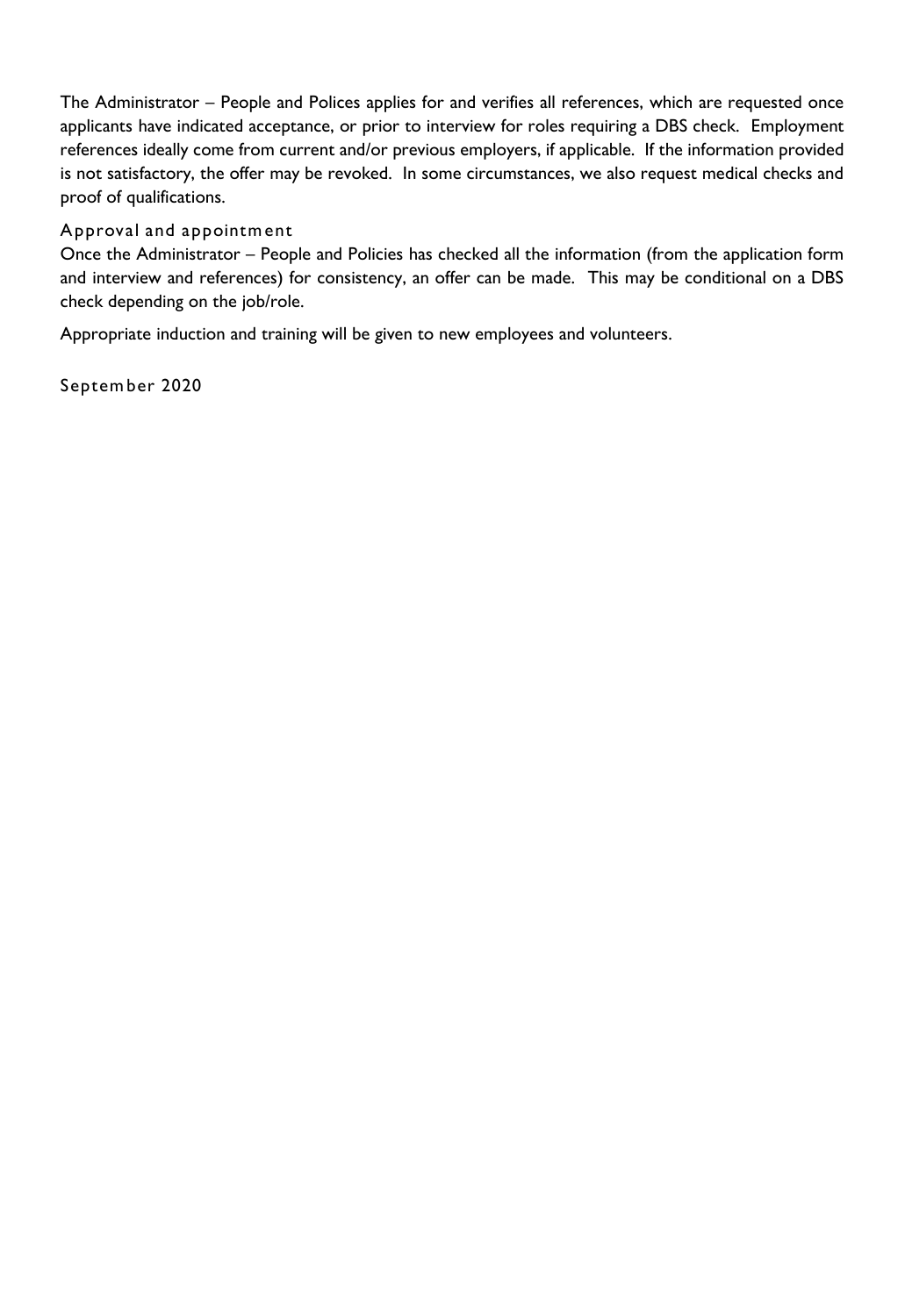The Administrator – People and Polices applies for and verifies all references, which are requested once applicants have indicated acceptance, or prior to interview for roles requiring a DBS check. Employment references ideally come from current and/or previous employers, if applicable. If the information provided is not satisfactory, the offer may be revoked. In some circumstances, we also request medical checks and proof of qualifications.

### Approval and appointment

Once the Administrator – People and Policies has checked all the information (from the application form and interview and references) for consistency, an offer can be made. This may be conditional on a DBS check depending on the job/role.

Appropriate induction and training will be given to new employees and volunteers.

September 2020